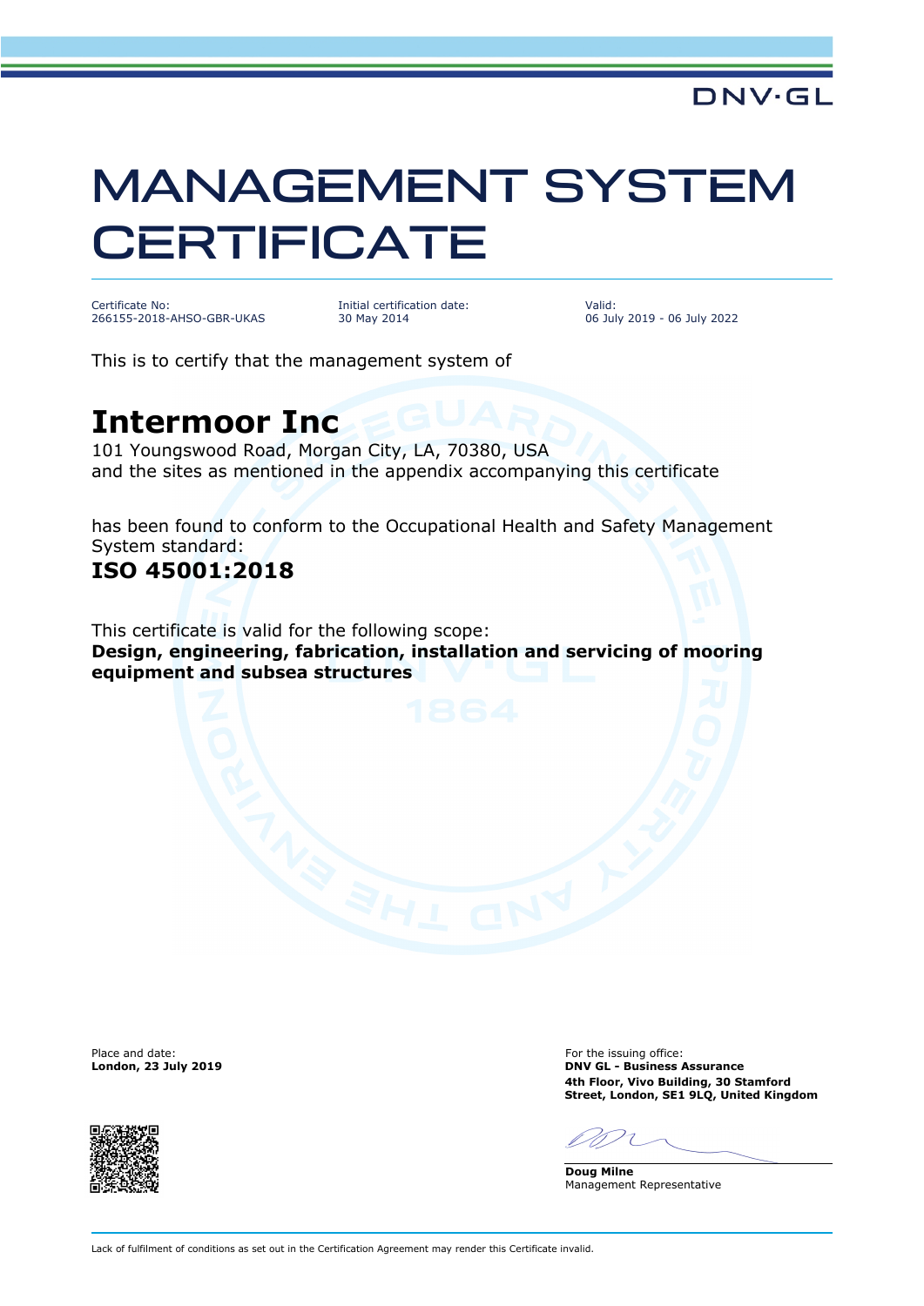DNV·GL

# MANAGEMENT SYSTEM CERTIFICATE

| Certificate No: | Initial certification date: | Valid: |
|---|---|---|
| 266155-2018-AHSO-GBR-UKAS | 30 May 2014 | 06 July 2019 - 06 July 2022 |

This is to certify that the management system of

## Intermoor Inc

101 Youngswood Road, Morgan City, LA, 70380, USA
and the sites as mentioned in the appendix accompanying this certificate

has been found to conform to the Occupational Health and Safety Management System standard:

**ISO 45001:2018**

This certificate is valid for the following scope:
**Design, engineering, fabrication, installation and servicing of mooring equipment and subsea structures**

Place and date:
**London, 23 July 2019**

For the issuing office:
**DNV GL - Business Assurance**
**4th Floor, Vivo Building, 30 Stamford Street, London, SE1 9LQ, United Kingdom**

**Doug Milne**
Management Representative

Lack of fulfilment of conditions as set out in the Certification Agreement may render this Certificate invalid.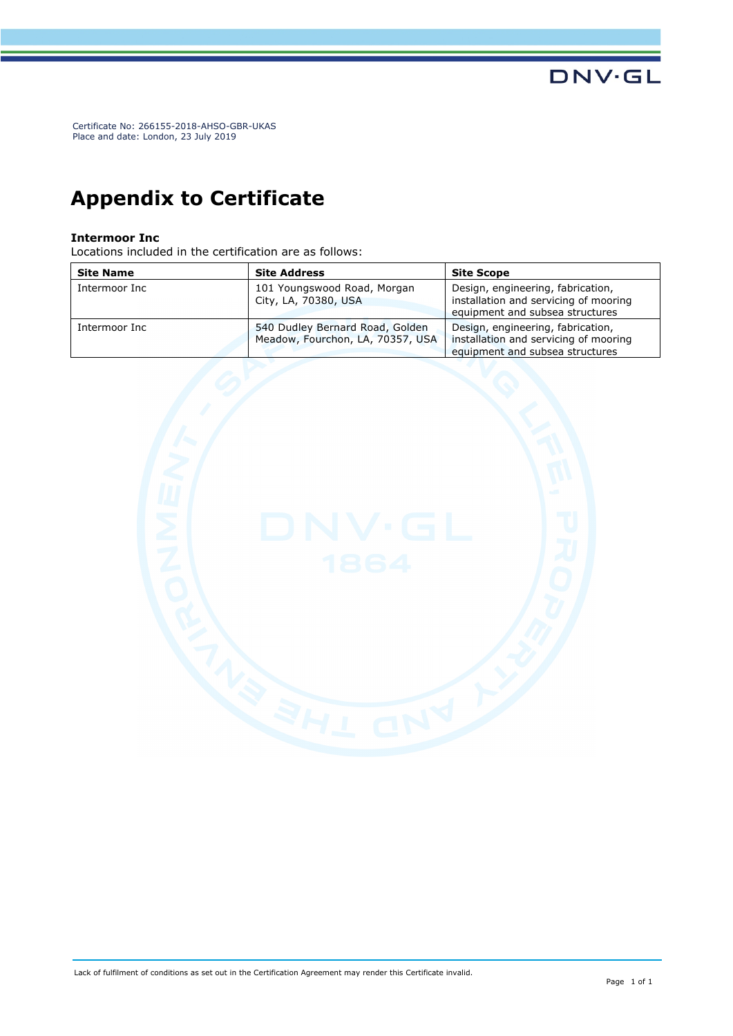Certificate No: 266155-2018-AHSO-GBR-UKAS
Place and date: London, 23 July 2019

# Appendix to Certificate

**Intermoor Inc**
Locations included in the certification are as follows:

| Site Name | Site Address | Site Scope |
|---|---|---|
| Intermoor Inc | 101 Youngswood Road, Morgan City, LA, 70380, USA | Design, engineering, fabrication, installation and servicing of mooring equipment and subsea structures |
| Intermoor Inc | 540 Dudley Bernard Road, Golden Meadow, Fourchon, LA, 70357, USA | Design, engineering, fabrication, installation and servicing of mooring equipment and subsea structures |

Lack of fulfilment of conditions as set out in the Certification Agreement may render this Certificate invalid.